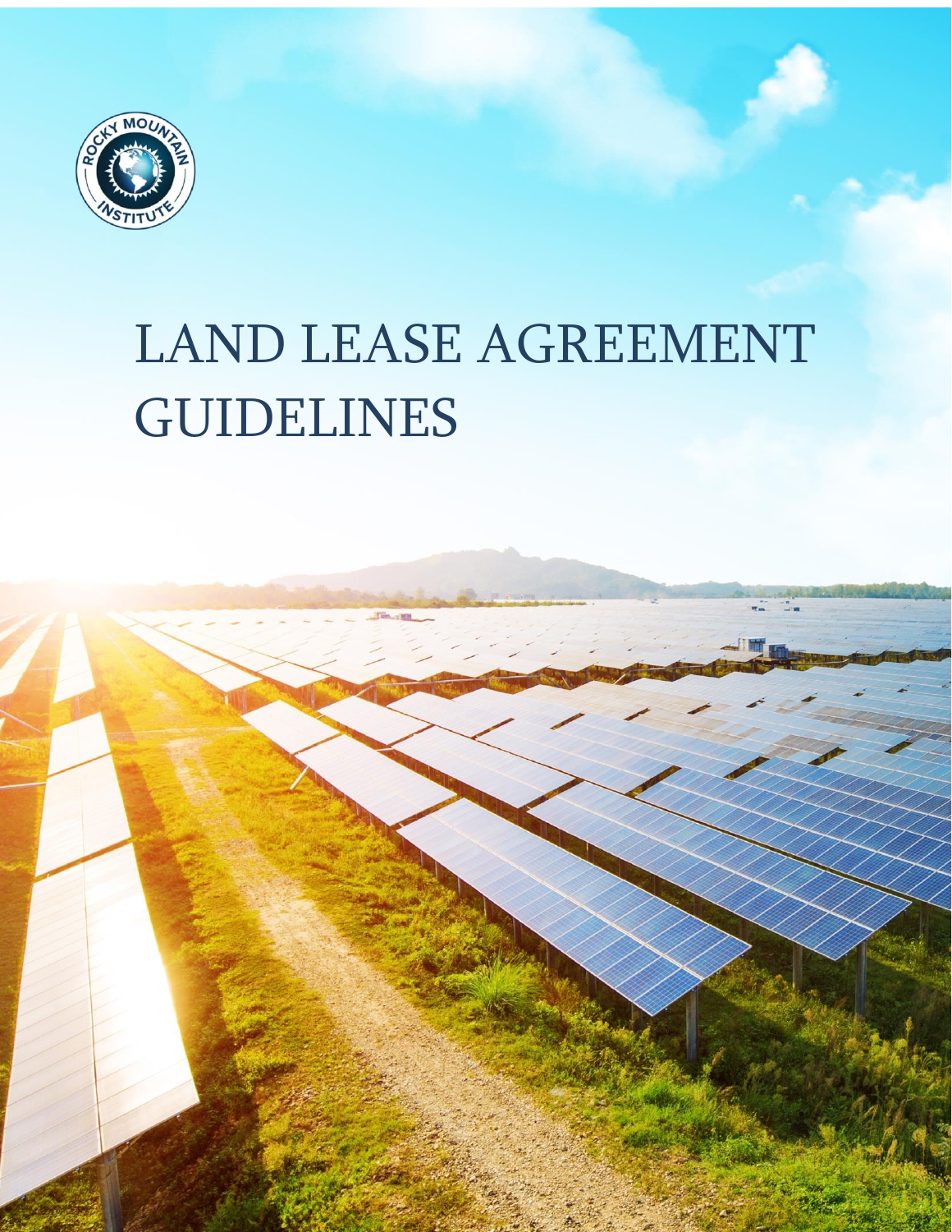# LAND LEASE AGREEMENT GUIDELINES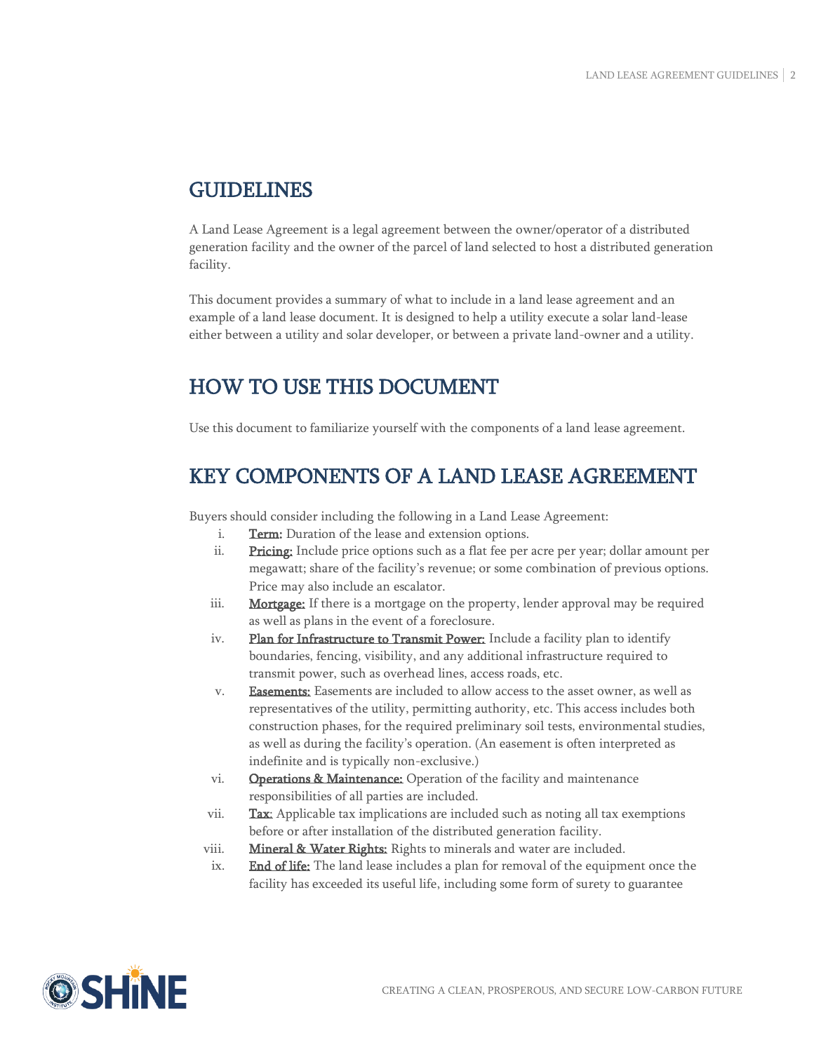## GUIDELINES

A Land Lease Agreement is a legal agreement between the owner/operator of a distributed generation facility and the owner of the parcel of land selected to host a distributed generation facility.

This document provides a summary of what to include in a land lease agreement and an example of a land lease document. It is designed to help a utility execute a solar land-lease either between a utility and solar developer, or between a private land-owner and a utility.

## HOW TO USE THIS DOCUMENT

Use this document to familiarize yourself with the components of a land lease agreement.

## KEY COMPONENTS OF A LAND LEASE AGREEMENT

Buyers should consider including the following in a Land Lease Agreement:

i. Term: Duration of the lease and extension options.
ii. Pricing: Include price options such as a flat fee per acre per year; dollar amount per megawatt; share of the facility's revenue; or some combination of previous options. Price may also include an escalator.
iii. Mortgage: If there is a mortgage on the property, lender approval may be required as well as plans in the event of a foreclosure.
iv. Plan for Infrastructure to Transmit Power: Include a facility plan to identify boundaries, fencing, visibility, and any additional infrastructure required to transmit power, such as overhead lines, access roads, etc.
v. Easements: Easements are included to allow access to the asset owner, as well as representatives of the utility, permitting authority, etc. This access includes both construction phases, for the required preliminary soil tests, environmental studies, as well as during the facility's operation. (An easement is often interpreted as indefinite and is typically non-exclusive.)
vi. Operations & Maintenance: Operation of the facility and maintenance responsibilities of all parties are included.
vii. Tax: Applicable tax implications are included such as noting all tax exemptions before or after installation of the distributed generation facility.
viii. Mineral & Water Rights: Rights to minerals and water are included.
ix. End of life: The land lease includes a plan for removal of the equipment once the facility has exceeded its useful life, including some form of surety to guarantee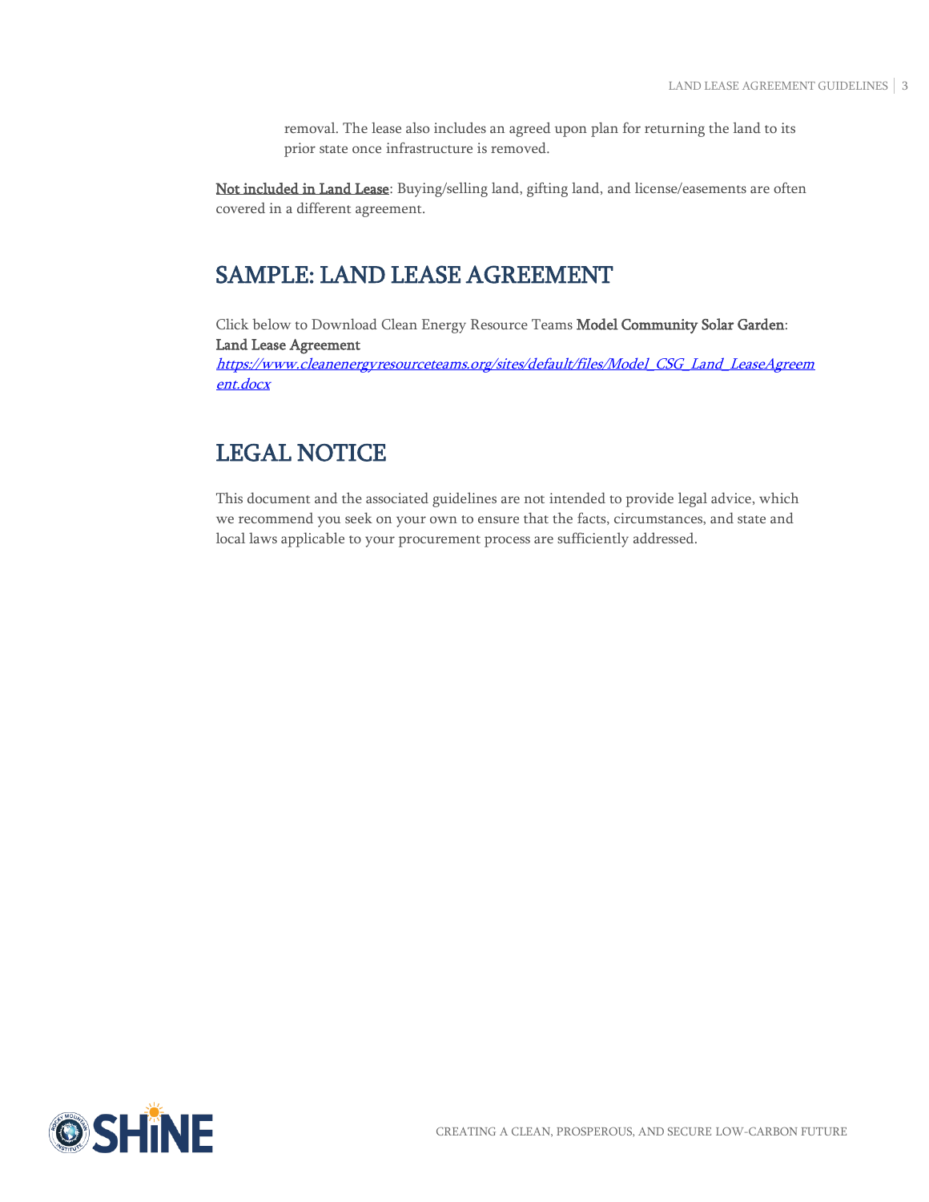removal. The lease also includes an agreed upon plan for returning the land to its prior state once infrastructure is removed.

Not included in Land Lease: Buying/selling land, gifting land, and license/easements are often covered in a different agreement.

## SAMPLE: LAND LEASE AGREEMENT

Click below to Download Clean Energy Resource Teams **Model Community Solar Garden**: **Land Lease Agreement**
*https://www.cleanenergyresourceteams.org/sites/default/files/Model_CSG_Land_LeaseAgreement.docx*

## LEGAL NOTICE

This document and the associated guidelines are not intended to provide legal advice, which we recommend you seek on your own to ensure that the facts, circumstances, and state and local laws applicable to your procurement process are sufficiently addressed.